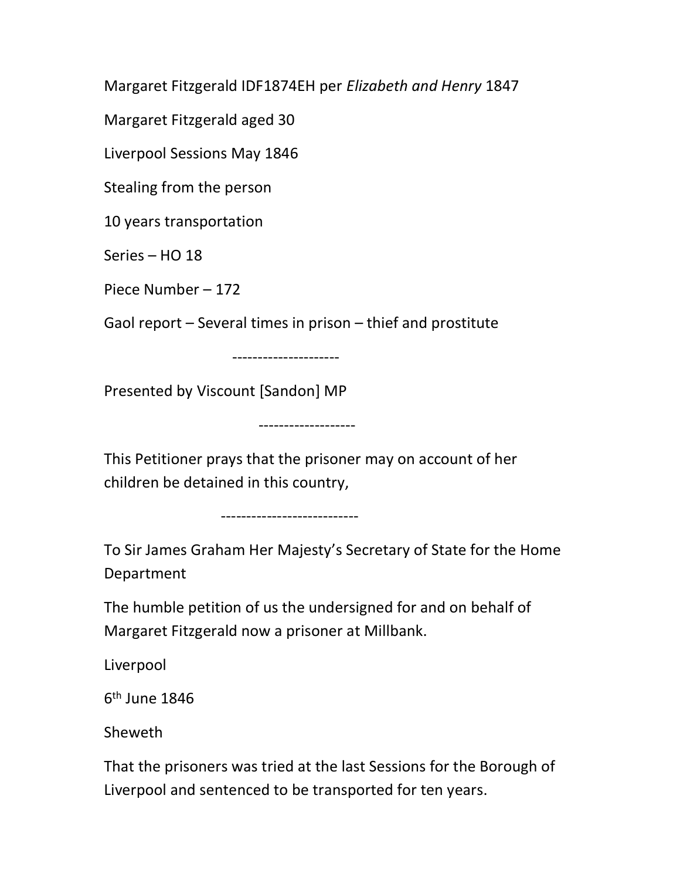Margaret Fitzgerald IDF1874EH per *Elizabeth and Henry* 1847

Margaret Fitzgerald aged 30

Liverpool Sessions May 1846

Stealing from the person

10 years transportation

Series – HO 18

Piece Number – 172

Gaol report – Several times in prison – thief and prostitute

---------------------

Presented by Viscount [Sandon] MP

-------------------

This Petitioner prays that the prisoner may on account of her children be detained in this country,

---------------------------

To Sir James Graham Her Majesty's Secretary of State for the Home Department

The humble petition of us the undersigned for and on behalf of Margaret Fitzgerald now a prisoner at Millbank.

Liverpool

6th June 1846

Sheweth

That the prisoners was tried at the last Sessions for the Borough of Liverpool and sentenced to be transported for ten years.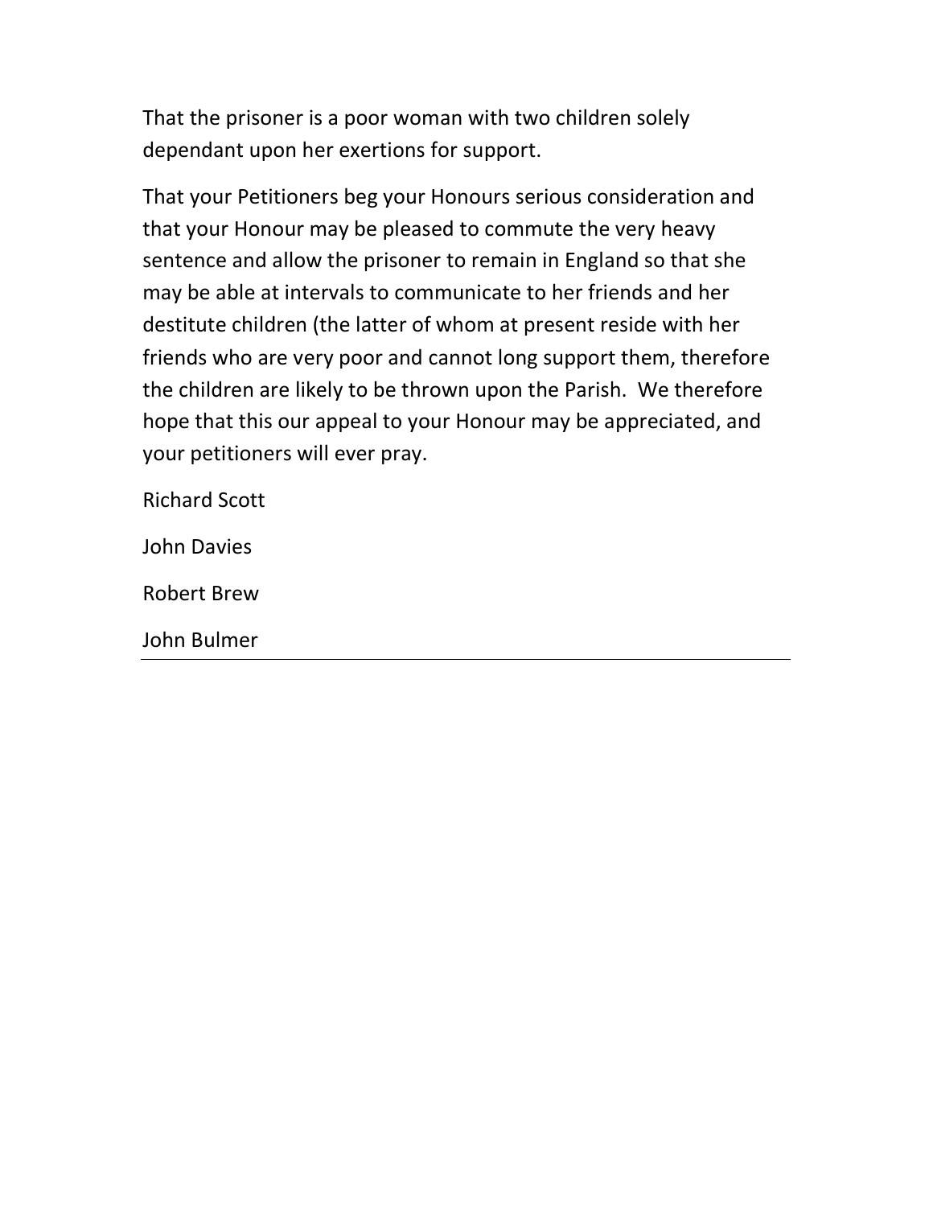That the prisoner is a poor woman with two children solely dependant upon her exertions for support.

That your Petitioners beg your Honours serious consideration and that your Honour may be pleased to commute the very heavy sentence and allow the prisoner to remain in England so that she may be able at intervals to communicate to her friends and her destitute children (the latter of whom at present reside with her friends who are very poor and cannot long support them, therefore the children are likely to be thrown upon the Parish. We therefore hope that this our appeal to your Honour may be appreciated, and your petitioners will ever pray.

Richard Scott

John Davies

Robert Brew

John Bulmer

---